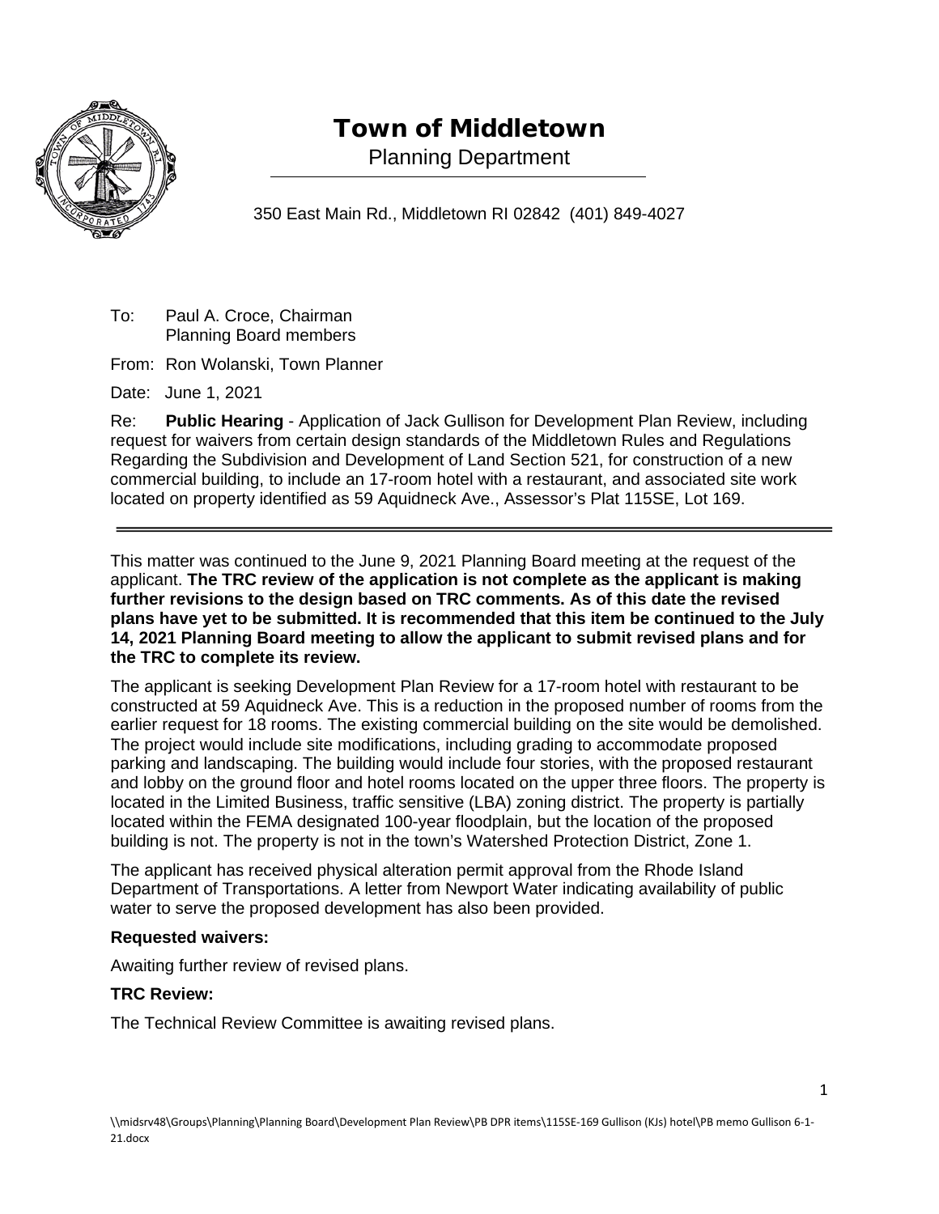# Town of Middletown

Planning Department

350 East Main Rd., Middletown RI 02842 (401) 849-4027

To: Paul A. Croce, Chairman
Planning Board members

From: Ron Wolanski, Town Planner

Date: June 1, 2021

Re: **Public Hearing** - Application of Jack Gullison for Development Plan Review, including request for waivers from certain design standards of the Middletown Rules and Regulations Regarding the Subdivision and Development of Land Section 521, for construction of a new commercial building, to include an 17-room hotel with a restaurant, and associated site work located on property identified as 59 Aquidneck Ave., Assessor's Plat 115SE, Lot 169.

---

This matter was continued to the June 9, 2021 Planning Board meeting at the request of the applicant. **The TRC review of the application is not complete as the applicant is making further revisions to the design based on TRC comments. As of this date the revised plans have yet to be submitted. It is recommended that this item be continued to the July 14, 2021 Planning Board meeting to allow the applicant to submit revised plans and for the TRC to complete its review.**

The applicant is seeking Development Plan Review for a 17-room hotel with restaurant to be constructed at 59 Aquidneck Ave. This is a reduction in the proposed number of rooms from the earlier request for 18 rooms. The existing commercial building on the site would be demolished. The project would include site modifications, including grading to accommodate proposed parking and landscaping. The building would include four stories, with the proposed restaurant and lobby on the ground floor and hotel rooms located on the upper three floors. The property is located in the Limited Business, traffic sensitive (LBA) zoning district. The property is partially located within the FEMA designated 100-year floodplain, but the location of the proposed building is not. The property is not in the town's Watershed Protection District, Zone 1.

The applicant has received physical alteration permit approval from the Rhode Island Department of Transportations. A letter from Newport Water indicating availability of public water to serve the proposed development has also been provided.

**Requested waivers:**

Awaiting further review of revised plans.

**TRC Review:**

The Technical Review Committee is awaiting revised plans.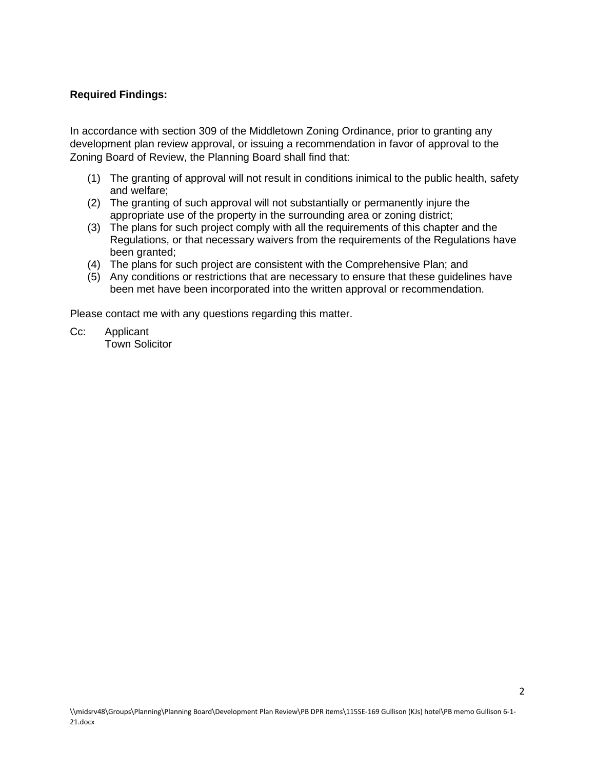**Required Findings:**

In accordance with section 309 of the Middletown Zoning Ordinance, prior to granting any development plan review approval, or issuing a recommendation in favor of approval to the Zoning Board of Review, the Planning Board shall find that:

(1) The granting of approval will not result in conditions inimical to the public health, safety and welfare;
(2) The granting of such approval will not substantially or permanently injure the appropriate use of the property in the surrounding area or zoning district;
(3) The plans for such project comply with all the requirements of this chapter and the Regulations, or that necessary waivers from the requirements of the Regulations have been granted;
(4) The plans for such project are consistent with the Comprehensive Plan; and
(5) Any conditions or restrictions that are necessary to ensure that these guidelines have been met have been incorporated into the written approval or recommendation.

Please contact me with any questions regarding this matter.

Cc: Applicant
Town Solicitor